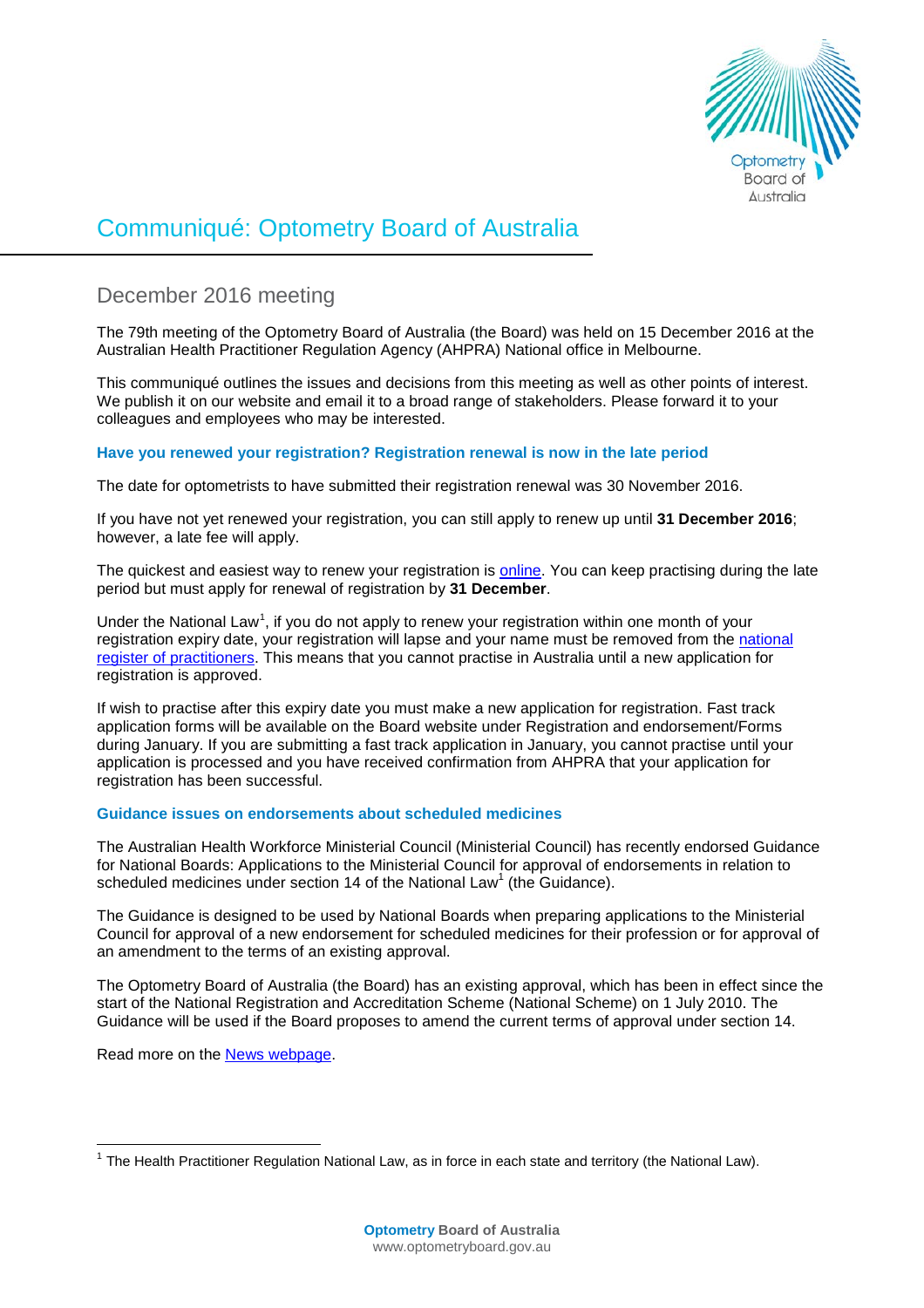# Communiqué: Optometry Board of Australia

## December 2016 meeting

The 79th meeting of the Optometry Board of Australia (the Board) was held on 15 December 2016 at the Australian Health Practitioner Regulation Agency (AHPRA) National office in Melbourne.

This communiqué outlines the issues and decisions from this meeting as well as other points of interest. We publish it on our website and email it to a broad range of stakeholders. Please forward it to your colleagues and employees who may be interested.

### Have you renewed your registration? Registration renewal is now in the late period

The date for optometrists to have submitted their registration renewal was 30 November 2016.

If you have not yet renewed your registration, you can still apply to renew up until **31 December 2016**; however, a late fee will apply.

The quickest and easiest way to renew your registration is online. You can keep practising during the late period but must apply for renewal of registration by **31 December**.

Under the National Law[1], if you do not apply to renew your registration within one month of your registration expiry date, your registration will lapse and your name must be removed from the national register of practitioners. This means that you cannot practise in Australia until a new application for registration is approved.

If wish to practise after this expiry date you must make a new application for registration. Fast track application forms will be available on the Board website under Registration and endorsement/Forms during January. If you are submitting a fast track application in January, you cannot practise until your application is processed and you have received confirmation from AHPRA that your application for registration has been successful.

### Guidance issues on endorsements about scheduled medicines

The Australian Health Workforce Ministerial Council (Ministerial Council) has recently endorsed Guidance for National Boards: Applications to the Ministerial Council for approval of endorsements in relation to scheduled medicines under section 14 of the National Law[1] (the Guidance).

The Guidance is designed to be used by National Boards when preparing applications to the Ministerial Council for approval of a new endorsement for scheduled medicines for their profession or for approval of an amendment to the terms of an existing approval.

The Optometry Board of Australia (the Board) has an existing approval, which has been in effect since the start of the National Registration and Accreditation Scheme (National Scheme) on 1 July 2010. The Guidance will be used if the Board proposes to amend the current terms of approval under section 14.

Read more on the News webpage.

---

[1] The Health Practitioner Regulation National Law, as in force in each state and territory (the National Law).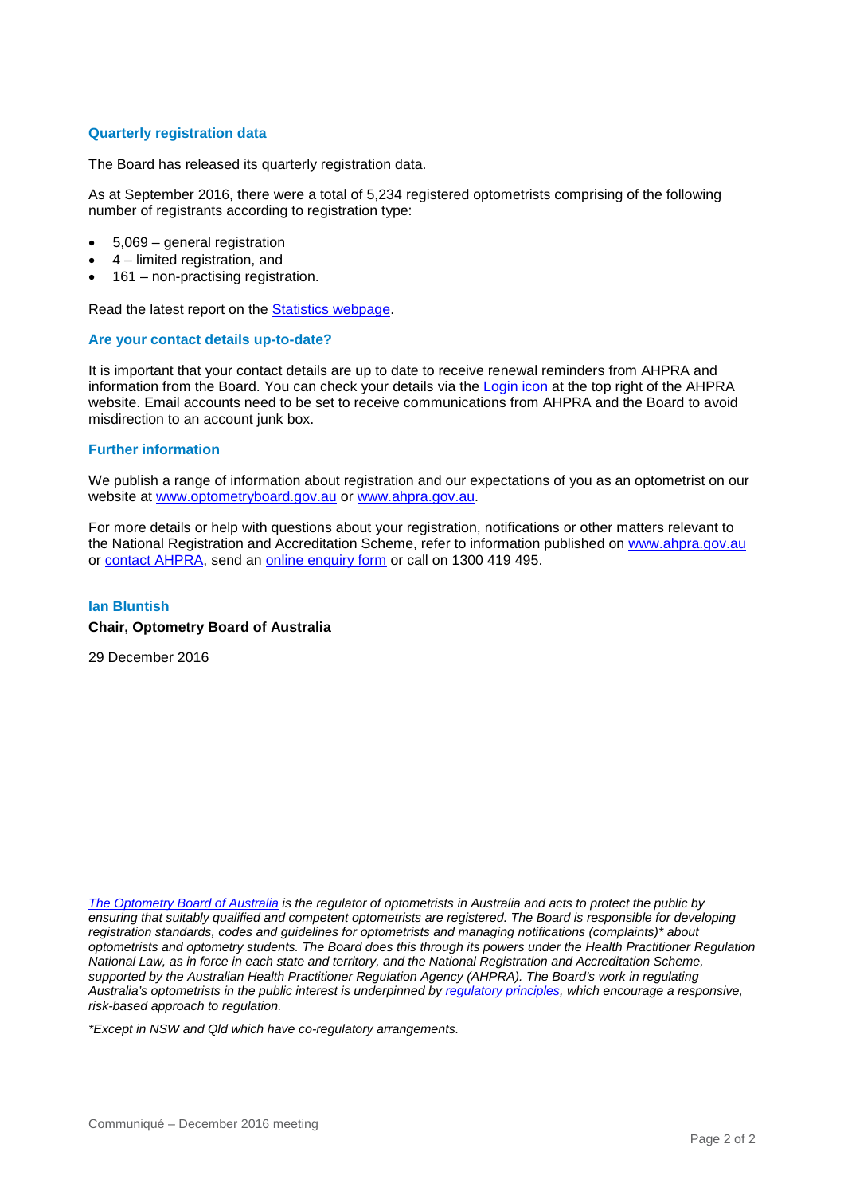### Quarterly registration data

The Board has released its quarterly registration data.

As at September 2016, there were a total of 5,234 registered optometrists comprising of the following number of registrants according to registration type:

- 5,069 – general registration
- 4 – limited registration, and
- 161 – non-practising registration.

Read the latest report on the Statistics webpage.

### Are your contact details up-to-date?

It is important that your contact details are up to date to receive renewal reminders from AHPRA and information from the Board. You can check your details via the Login icon at the top right of the AHPRA website. Email accounts need to be set to receive communications from AHPRA and the Board to avoid misdirection to an account junk box.

### Further information

We publish a range of information about registration and our expectations of you as an optometrist on our website at www.optometryboard.gov.au or www.ahpra.gov.au.

For more details or help with questions about your registration, notifications or other matters relevant to the National Registration and Accreditation Scheme, refer to information published on www.ahpra.gov.au or contact AHPRA, send an online enquiry form or call on 1300 419 495.

**Ian Bluntish**

**Chair, Optometry Board of Australia**

29 December 2016

*The Optometry Board of Australia is the regulator of optometrists in Australia and acts to protect the public by ensuring that suitably qualified and competent optometrists are registered. The Board is responsible for developing registration standards, codes and guidelines for optometrists and managing notifications (complaints)* about optometrists and optometry students. The Board does this through its powers under the Health Practitioner Regulation National Law, as in force in each state and territory, and the National Registration and Accreditation Scheme, supported by the Australian Health Practitioner Regulation Agency (AHPRA). The Board's work in regulating Australia's optometrists in the public interest is underpinned by regulatory principles, which encourage a responsive, risk-based approach to regulation.*

**Except in NSW and Qld which have co-regulatory arrangements.*

Communiqué – December 2016 meeting